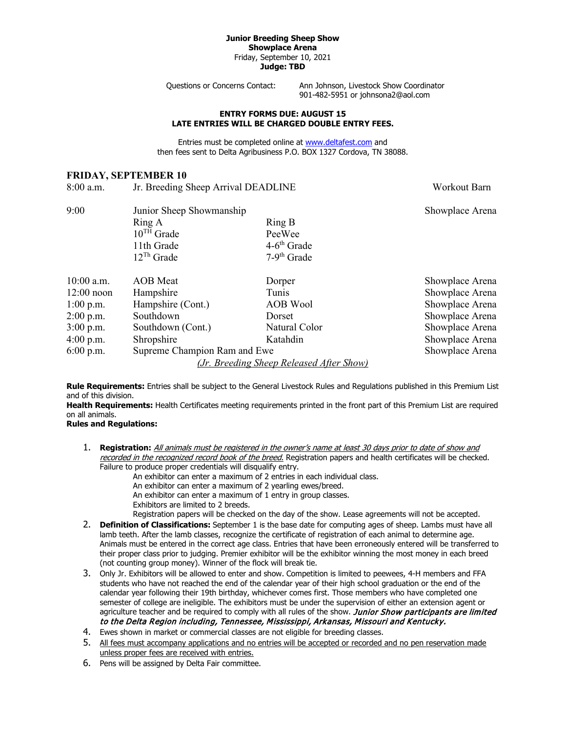**Junior Breeding Sheep Show**
**Showplace Arena**
Friday, September 10, 2021
**Judge: TBD**

Questions or Concerns Contact: Ann Johnson, Livestock Show Coordinator
901-482-5951 or johnsona2@aol.com

**ENTRY FORMS DUE: AUGUST 15**
**LATE ENTRIES WILL BE CHARGED DOUBLE ENTRY FEES.**

Entries must be completed online at www.deltafest.com and then fees sent to Delta Agribusiness P.O. BOX 1327 Cordova, TN 38088.

## FRIDAY, SEPTEMBER 10

| Time | | | Location |
|---|---|---|---|
| 8:00 a.m. | Jr. Breeding Sheep Arrival DEADLINE | | Workout Barn |
| 9:00 | Junior Sheep Showmanship | | Showplace Arena |
| | Ring A | Ring B | |
| | 10TH Grade | PeeWee | |
| | 11th Grade | 4-6th Grade | |
| | 12Th Grade | 7-9th Grade | |
| 10:00 a.m. | AOB Meat | Dorper | Showplace Arena |
| 12:00 noon | Hampshire | Tunis | Showplace Arena |
| 1:00 p.m. | Hampshire (Cont.) | AOB Wool | Showplace Arena |
| 2:00 p.m. | Southdown | Dorset | Showplace Arena |
| 3:00 p.m. | Southdown (Cont.) | Natural Color | Showplace Arena |
| 4:00 p.m. | Shropshire | Katahdin | Showplace Arena |
| 6:00 p.m. | Supreme Champion Ram and Ewe | | Showplace Arena |

*(Jr. Breeding Sheep Released After Show)*

**Rule Requirements:** Entries shall be subject to the General Livestock Rules and Regulations published in this Premium List and of this division.
**Health Requirements:** Health Certificates meeting requirements printed in the front part of this Premium List are required on all animals.
**Rules and Regulations:**

1. **Registration:** *All animals must be registered in the owner's name at least 30 days prior to date of show and recorded in the recognized record book of the breed.* Registration papers and health certificates will be checked. Failure to produce proper credentials will disqualify entry.
   An exhibitor can enter a maximum of 2 entries in each individual class.
   An exhibitor can enter a maximum of 2 yearling ewes/breed.
   An exhibitor can enter a maximum of 1 entry in group classes.
   Exhibitors are limited to 2 breeds.
   Registration papers will be checked on the day of the show. Lease agreements will not be accepted.
2. **Definition of Classifications:** September 1 is the base date for computing ages of sheep. Lambs must have all lamb teeth. After the lamb classes, recognize the certificate of registration of each animal to determine age. Animals must be entered in the correct age class. Entries that have been erroneously entered will be transferred to their proper class prior to judging. Premier exhibitor will be the exhibitor winning the most money in each breed (not counting group money). Winner of the flock will break tie.
3. Only Jr. Exhibitors will be allowed to enter and show. Competition is limited to peewees, 4-H members and FFA students who have not reached the end of the calendar year of their high school graduation or the end of the calendar year following their 19th birthday, whichever comes first. Those members who have completed one semester of college are ineligible. The exhibitors must be under the supervision of either an extension agent or agriculture teacher and be required to comply with all rules of the show. ***Junior Show participants are limited to the Delta Region including, Tennessee, Mississippi, Arkansas, Missouri and Kentucky.***
4. Ewes shown in market or commercial classes are not eligible for breeding classes.
5. All fees must accompany applications and no entries will be accepted or recorded and no pen reservation made unless proper fees are received with entries.
6. Pens will be assigned by Delta Fair committee.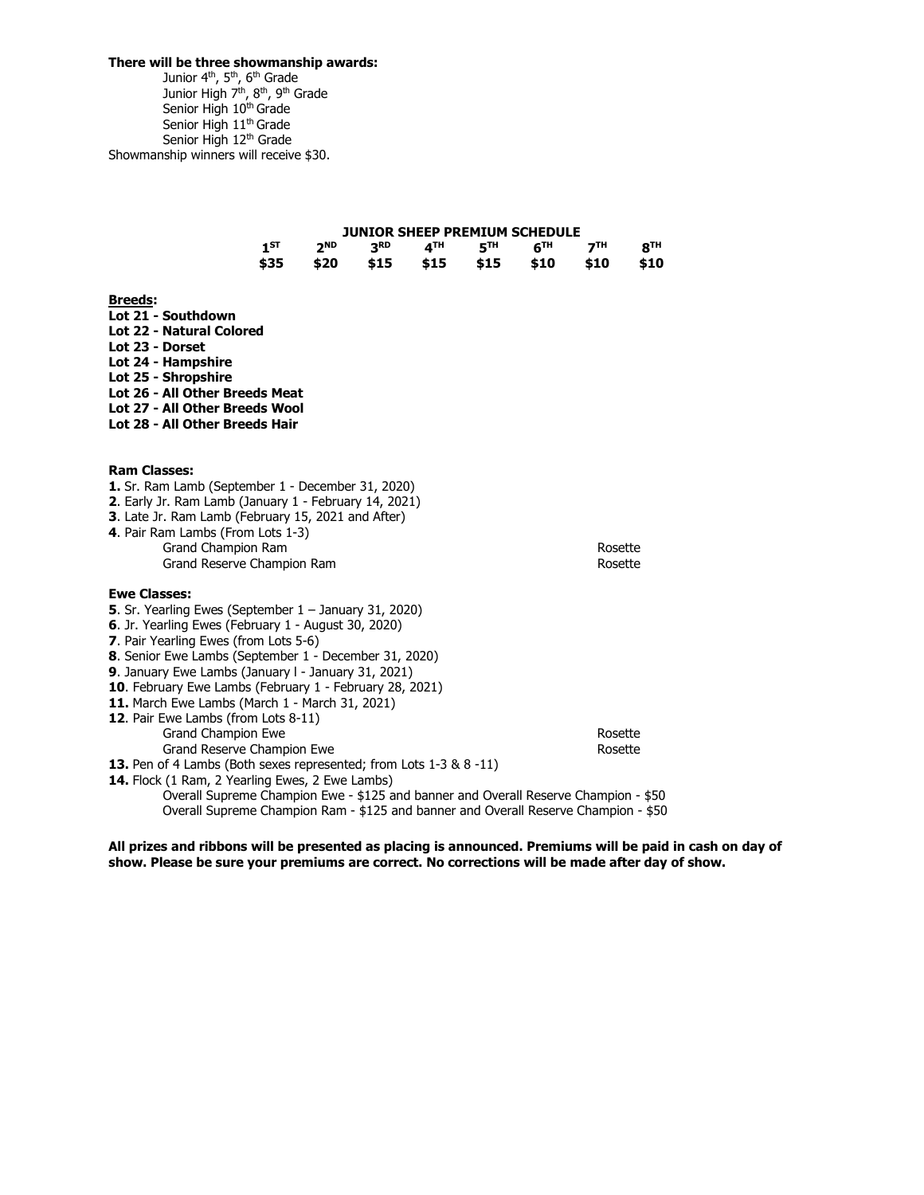**There will be three showmanship awards:**

Junior 4th, 5th, 6th Grade
Junior High 7th, 8th, 9th Grade
Senior High 10th Grade
Senior High 11th Grade
Senior High 12th Grade

Showmanship winners will receive $30.

**JUNIOR SHEEP PREMIUM SCHEDULE**

| 1ST | 2ND | 3RD | 4TH | 5TH | 6TH | 7TH | 8TH |
|---|---|---|---|---|---|---|---|
| **$35** | **$20** | **$15** | **$15** | **$15** | **$10** | **$10** | **$10** |

**Breeds:**

**Lot 21 - Southdown**
**Lot 22 - Natural Colored**
**Lot 23 - Dorset**
**Lot 24 - Hampshire**
**Lot 25 - Shropshire**
**Lot 26 - All Other Breeds Meat**
**Lot 27 - All Other Breeds Wool**
**Lot 28 - All Other Breeds Hair**

**Ram Classes:**

**1.** Sr. Ram Lamb (September 1 - December 31, 2020)
**2**. Early Jr. Ram Lamb (January 1 - February 14, 2021)
**3**. Late Jr. Ram Lamb (February 15, 2021 and After)
**4**. Pair Ram Lambs (From Lots 1-3)

Grand Champion Ram — Rosette
Grand Reserve Champion Ram — Rosette

**Ewe Classes:**

**5**. Sr. Yearling Ewes (September 1 – January 31, 2020)
**6**. Jr. Yearling Ewes (February 1 - August 30, 2020)
**7**. Pair Yearling Ewes (from Lots 5-6)
**8**. Senior Ewe Lambs (September 1 - December 31, 2020)
**9**. January Ewe Lambs (January l - January 31, 2021)
**10**. February Ewe Lambs (February 1 - February 28, 2021)
**11.** March Ewe Lambs (March 1 - March 31, 2021)
**12**. Pair Ewe Lambs (from Lots 8-11)

Grand Champion Ewe — Rosette
Grand Reserve Champion Ewe — Rosette

**13.** Pen of 4 Lambs (Both sexes represented; from Lots 1-3 & 8 -11)
**14.** Flock (1 Ram, 2 Yearling Ewes, 2 Ewe Lambs)

Overall Supreme Champion Ewe - $125 and banner and Overall Reserve Champion - $50
Overall Supreme Champion Ram - $125 and banner and Overall Reserve Champion - $50

**All prizes and ribbons will be presented as placing is announced. Premiums will be paid in cash on day of show. Please be sure your premiums are correct. No corrections will be made after day of show.**